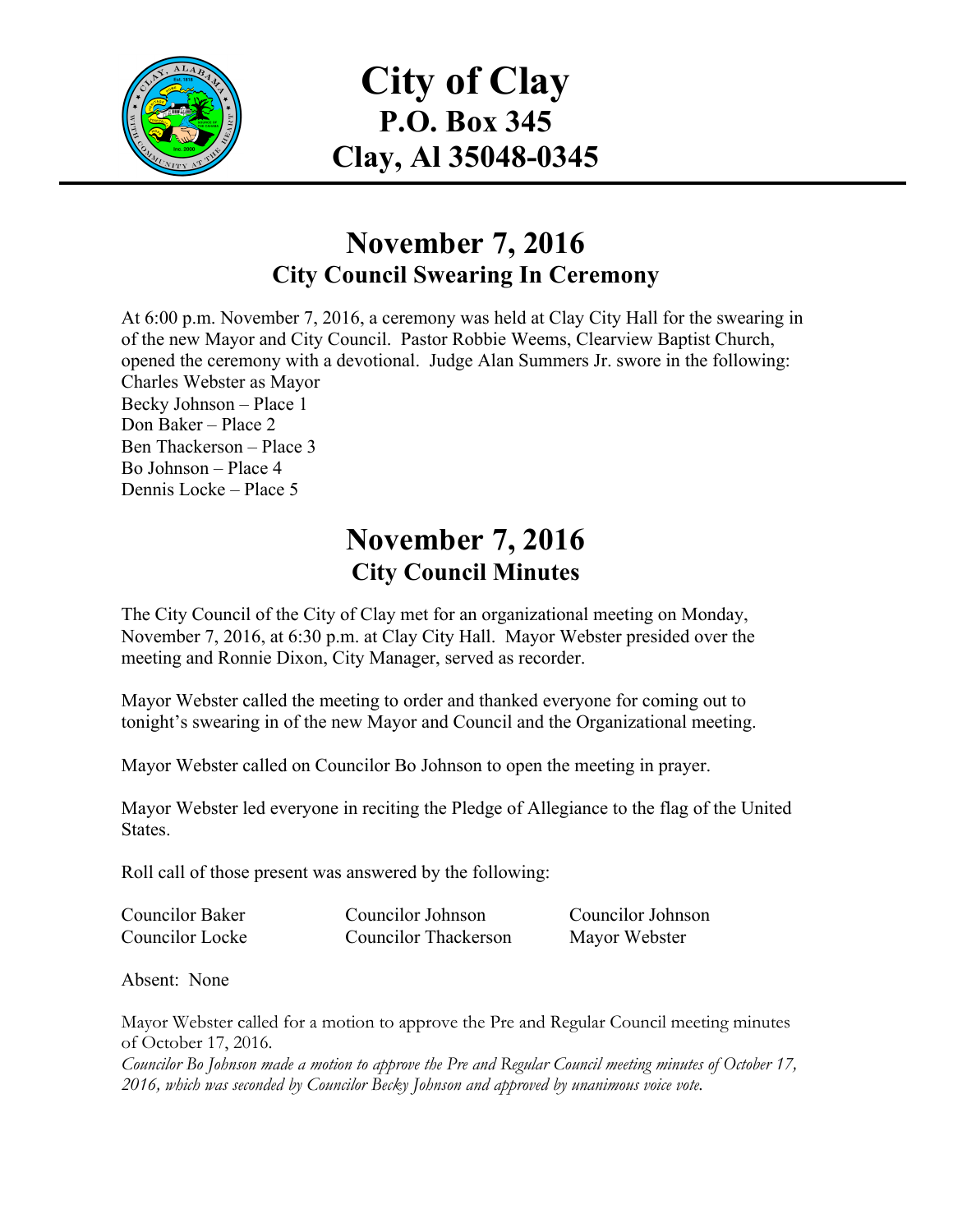# City of Clay
## P.O. Box 345
## Clay, Al 35048-0345

## November 7, 2016
### City Council Swearing In Ceremony

At 6:00 p.m. November 7, 2016, a ceremony was held at Clay City Hall for the swearing in of the new Mayor and City Council. Pastor Robbie Weems, Clearview Baptist Church, opened the ceremony with a devotional. Judge Alan Summers Jr. swore in the following:
Charles Webster as Mayor
Becky Johnson – Place 1
Don Baker – Place 2
Ben Thackerson – Place 3
Bo Johnson – Place 4
Dennis Locke – Place 5

## November 7, 2016
### City Council Minutes

The City Council of the City of Clay met for an organizational meeting on Monday, November 7, 2016, at 6:30 p.m. at Clay City Hall. Mayor Webster presided over the meeting and Ronnie Dixon, City Manager, served as recorder.

Mayor Webster called the meeting to order and thanked everyone for coming out to tonight's swearing in of the new Mayor and Council and the Organizational meeting.

Mayor Webster called on Councilor Bo Johnson to open the meeting in prayer.

Mayor Webster led everyone in reciting the Pledge of Allegiance to the flag of the United States.

Roll call of those present was answered by the following:

| | | |
|---|---|---|
| Councilor Baker | Councilor Johnson | Councilor Johnson |
| Councilor Locke | Councilor Thackerson | Mayor Webster |

Absent: None

Mayor Webster called for a motion to approve the Pre and Regular Council meeting minutes of October 17, 2016.
*Councilor Bo Johnson made a motion to approve the Pre and Regular Council meeting minutes of October 17, 2016, which was seconded by Councilor Becky Johnson and approved by unanimous voice vote.*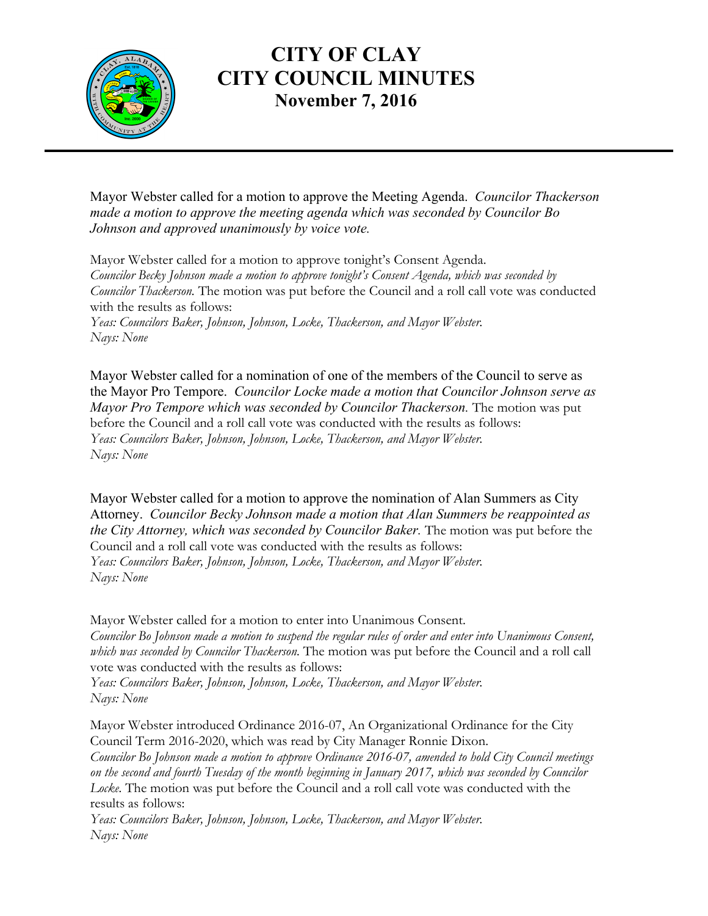# CITY OF CLAY
# CITY COUNCIL MINUTES
## November 7, 2016

Mayor Webster called for a motion to approve the Meeting Agenda. *Councilor Thackerson made a motion to approve the meeting agenda which was seconded by Councilor Bo Johnson and approved unanimously by voice vote.*

Mayor Webster called for a motion to approve tonight's Consent Agenda.
*Councilor Becky Johnson made a motion to approve tonight's Consent Agenda, which was seconded by Councilor Thackerson.* The motion was put before the Council and a roll call vote was conducted with the results as follows:
*Yeas: Councilors Baker, Johnson, Johnson, Locke, Thackerson, and Mayor Webster.*
*Nays: None*

Mayor Webster called for a nomination of one of the members of the Council to serve as the Mayor Pro Tempore. *Councilor Locke made a motion that Councilor Johnson serve as Mayor Pro Tempore which was seconded by Councilor Thackerson.* The motion was put before the Council and a roll call vote was conducted with the results as follows:
*Yeas: Councilors Baker, Johnson, Johnson, Locke, Thackerson, and Mayor Webster.*
*Nays: None*

Mayor Webster called for a motion to approve the nomination of Alan Summers as City Attorney. *Councilor Becky Johnson made a motion that Alan Summers be reappointed as the City Attorney, which was seconded by Councilor Baker.* The motion was put before the Council and a roll call vote was conducted with the results as follows:
*Yeas: Councilors Baker, Johnson, Johnson, Locke, Thackerson, and Mayor Webster.*
*Nays: None*

Mayor Webster called for a motion to enter into Unanimous Consent.
*Councilor Bo Johnson made a motion to suspend the regular rules of order and enter into Unanimous Consent, which was seconded by Councilor Thackerson.* The motion was put before the Council and a roll call vote was conducted with the results as follows:
*Yeas: Councilors Baker, Johnson, Johnson, Locke, Thackerson, and Mayor Webster.*
*Nays: None*

Mayor Webster introduced Ordinance 2016-07, An Organizational Ordinance for the City Council Term 2016-2020, which was read by City Manager Ronnie Dixon.
*Councilor Bo Johnson made a motion to approve Ordinance 2016-07, amended to hold City Council meetings on the second and fourth Tuesday of the month beginning in January 2017, which was seconded by Councilor Locke.* The motion was put before the Council and a roll call vote was conducted with the results as follows:
*Yeas: Councilors Baker, Johnson, Johnson, Locke, Thackerson, and Mayor Webster.*
*Nays: None*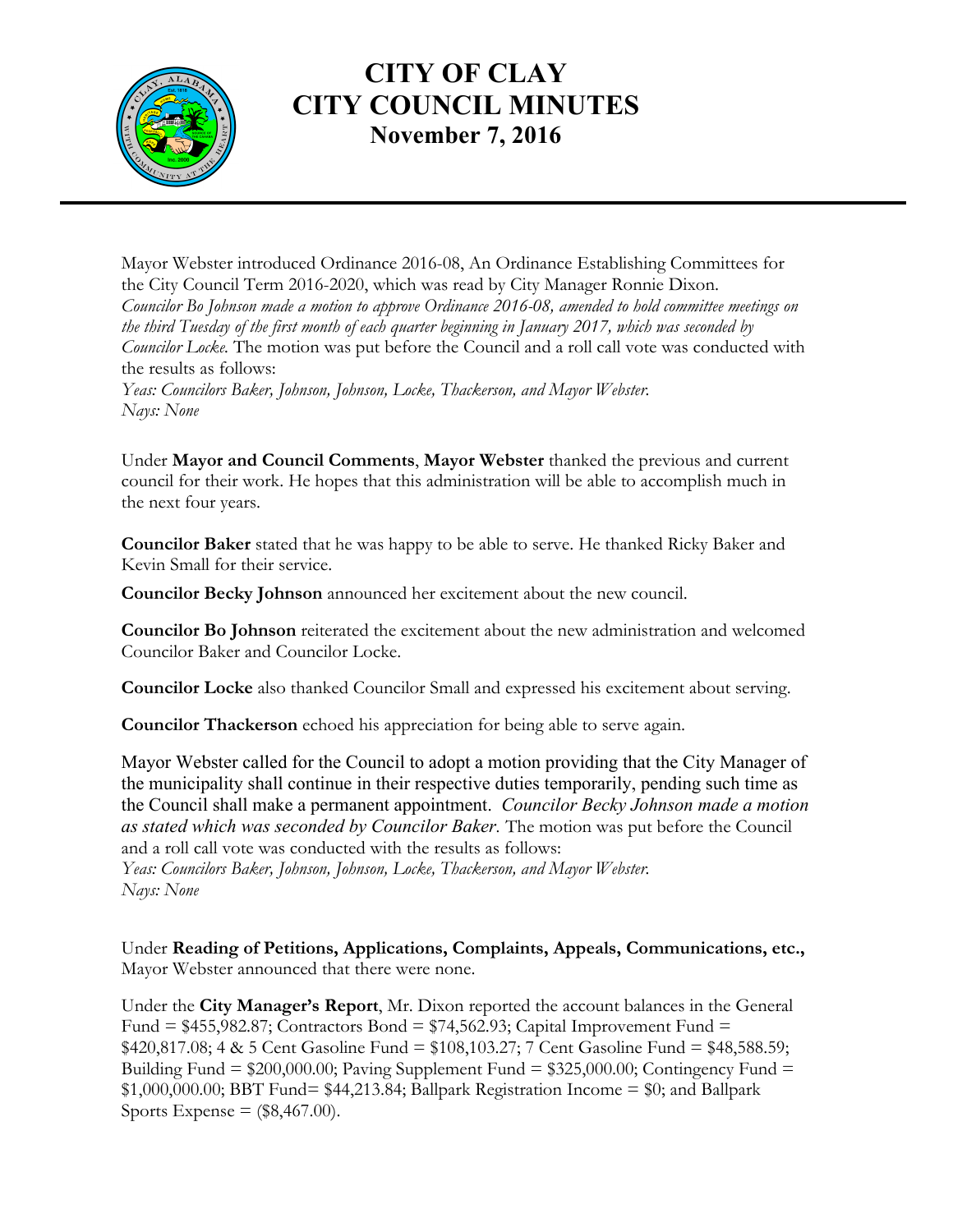# CITY OF CLAY
# CITY COUNCIL MINUTES
## November 7, 2016

Mayor Webster introduced Ordinance 2016-08, An Ordinance Establishing Committees for the City Council Term 2016-2020, which was read by City Manager Ronnie Dixon. *Councilor Bo Johnson made a motion to approve Ordinance 2016-08, amended to hold committee meetings on the third Tuesday of the first month of each quarter beginning in January 2017, which was seconded by Councilor Locke.* The motion was put before the Council and a roll call vote was conducted with the results as follows:
*Yeas: Councilors Baker, Johnson, Johnson, Locke, Thackerson, and Mayor Webster.*
*Nays: None*

Under **Mayor and Council Comments**, **Mayor Webster** thanked the previous and current council for their work. He hopes that this administration will be able to accomplish much in the next four years.

**Councilor Baker** stated that he was happy to be able to serve. He thanked Ricky Baker and Kevin Small for their service.

**Councilor Becky Johnson** announced her excitement about the new council.

**Councilor Bo Johnson** reiterated the excitement about the new administration and welcomed Councilor Baker and Councilor Locke.

**Councilor Locke** also thanked Councilor Small and expressed his excitement about serving.

**Councilor Thackerson** echoed his appreciation for being able to serve again.

Mayor Webster called for the Council to adopt a motion providing that the City Manager of the municipality shall continue in their respective duties temporarily, pending such time as the Council shall make a permanent appointment. *Councilor Becky Johnson made a motion as stated which was seconded by Councilor Baker.* The motion was put before the Council and a roll call vote was conducted with the results as follows:
*Yeas: Councilors Baker, Johnson, Johnson, Locke, Thackerson, and Mayor Webster.*
*Nays: None*

Under **Reading of Petitions, Applications, Complaints, Appeals, Communications, etc.,** Mayor Webster announced that there were none.

Under the **City Manager's Report**, Mr. Dixon reported the account balances in the General Fund = $455,982.87; Contractors Bond = $74,562.93; Capital Improvement Fund = $420,817.08; 4 & 5 Cent Gasoline Fund = $108,103.27; 7 Cent Gasoline Fund = $48,588.59; Building Fund = $200,000.00; Paving Supplement Fund = $325,000.00; Contingency Fund = $1,000,000.00; BBT Fund= $44,213.84; Ballpark Registration Income = $0; and Ballpark Sports Expense = ($8,467.00).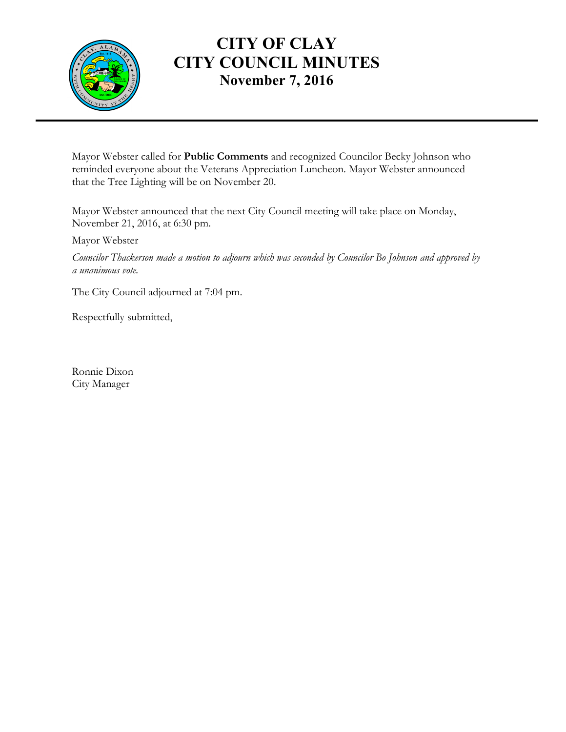# CITY OF CLAY
# CITY COUNCIL MINUTES
## November 7, 2016

Mayor Webster called for **Public Comments** and recognized Councilor Becky Johnson who reminded everyone about the Veterans Appreciation Luncheon. Mayor Webster announced that the Tree Lighting will be on November 20.

Mayor Webster announced that the next City Council meeting will take place on Monday, November 21, 2016, at 6:30 pm.

Mayor Webster

*Councilor Thackerson made a motion to adjourn which was seconded by Councilor Bo Johnson and approved by a unanimous vote.*

The City Council adjourned at 7:04 pm.

Respectfully submitted,

Ronnie Dixon
City Manager